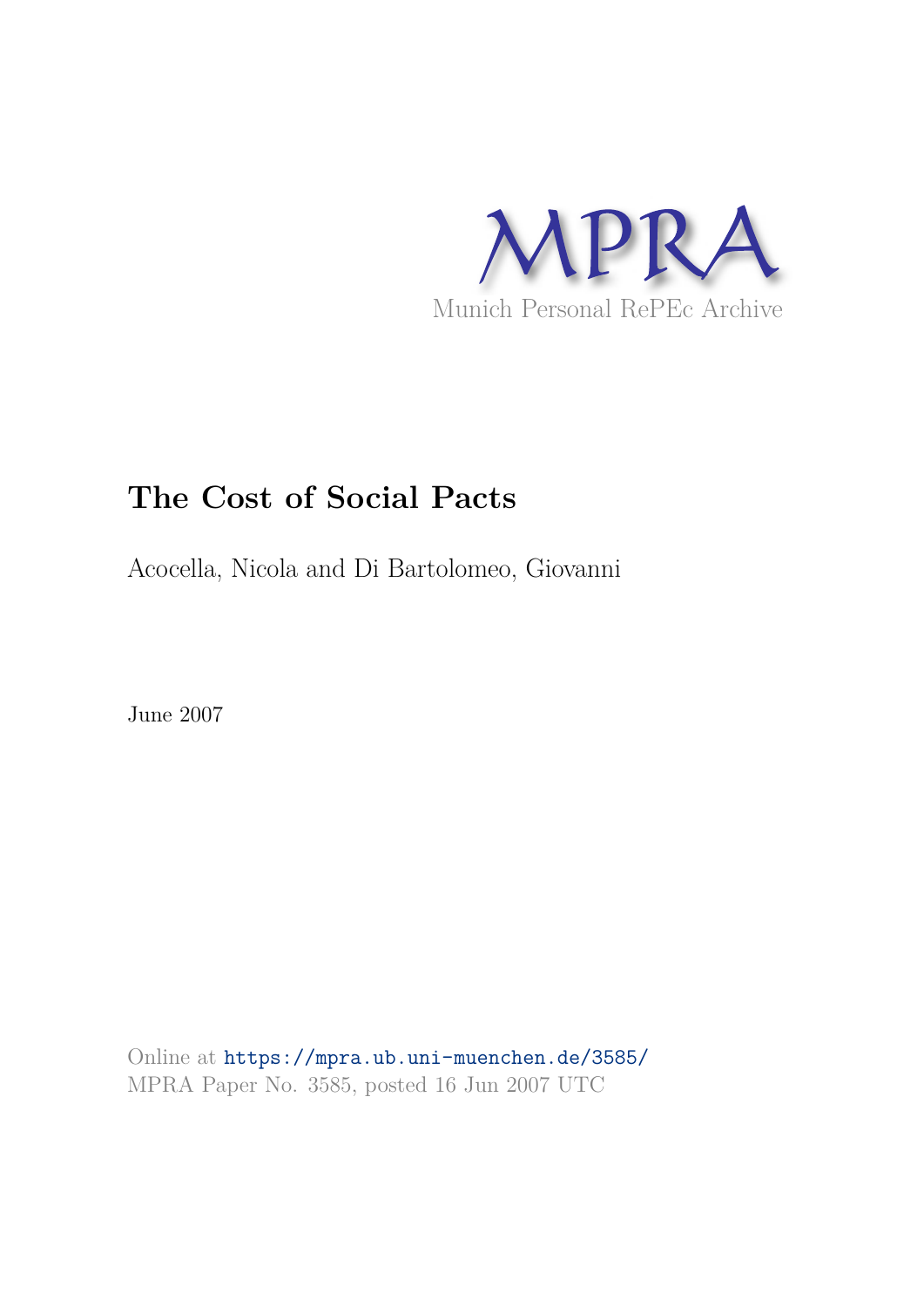MPRA

Munich Personal RePEc Archive

# The Cost of Social Pacts

Acocella, Nicola and Di Bartolomeo, Giovanni

June 2007

Online at https://mpra.ub.uni-muenchen.de/3585/
MPRA Paper No. 3585, posted 16 Jun 2007 UTC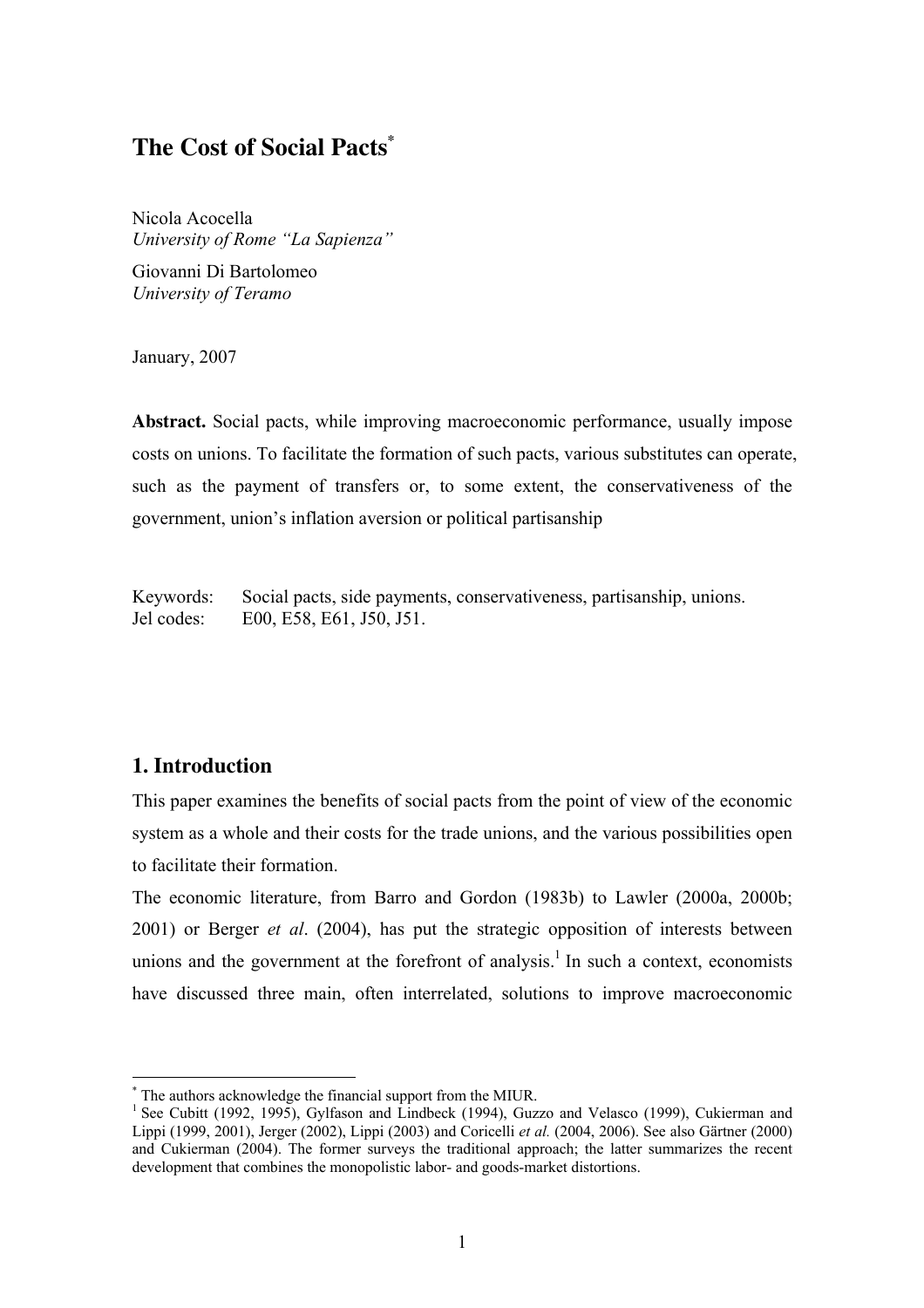# The Cost of Social Pacts[*]

Nicola Acocella
*University of Rome "La Sapienza"*

Giovanni Di Bartolomeo
*University of Teramo*

January, 2007

**Abstract.** Social pacts, while improving macroeconomic performance, usually impose costs on unions. To facilitate the formation of such pacts, various substitutes can operate, such as the payment of transfers or, to some extent, the conservativeness of the government, union's inflation aversion or political partisanship

Keywords: Social pacts, side payments, conservativeness, partisanship, unions.
Jel codes: E00, E58, E61, J50, J51.

## 1. Introduction

This paper examines the benefits of social pacts from the point of view of the economic system as a whole and their costs for the trade unions, and the various possibilities open to facilitate their formation.

The economic literature, from Barro and Gordon (1983b) to Lawler (2000a, 2000b; 2001) or Berger *et al*. (2004), has put the strategic opposition of interests between unions and the government at the forefront of analysis.[1] In such a context, economists have discussed three main, often interrelated, solutions to improve macroeconomic

---

[*] The authors acknowledge the financial support from the MIUR.

[1] See Cubitt (1992, 1995), Gylfason and Lindbeck (1994), Guzzo and Velasco (1999), Cukierman and Lippi (1999, 2001), Jerger (2002), Lippi (2003) and Coricelli *et al.* (2004, 2006). See also Gärtner (2000) and Cukierman (2004). The former surveys the traditional approach; the latter summarizes the recent development that combines the monopolistic labor- and goods-market distortions.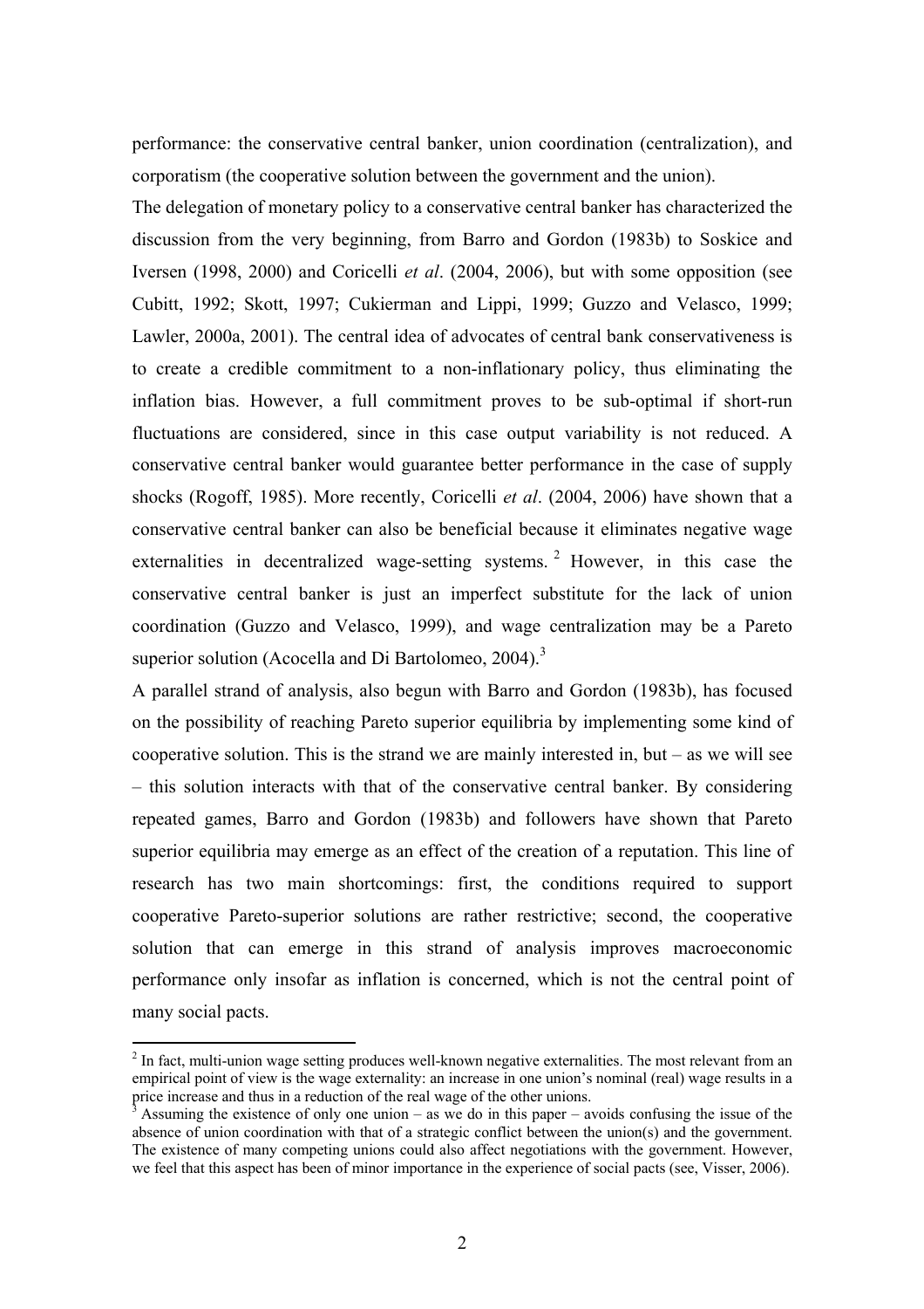performance: the conservative central banker, union coordination (centralization), and corporatism (the cooperative solution between the government and the union).

The delegation of monetary policy to a conservative central banker has characterized the discussion from the very beginning, from Barro and Gordon (1983b) to Soskice and Iversen (1998, 2000) and Coricelli *et al*. (2004, 2006), but with some opposition (see Cubitt, 1992; Skott, 1997; Cukierman and Lippi, 1999; Guzzo and Velasco, 1999; Lawler, 2000a, 2001). The central idea of advocates of central bank conservativeness is to create a credible commitment to a non-inflationary policy, thus eliminating the inflation bias. However, a full commitment proves to be sub-optimal if short-run fluctuations are considered, since in this case output variability is not reduced. A conservative central banker would guarantee better performance in the case of supply shocks (Rogoff, 1985). More recently, Coricelli *et al*. (2004, 2006) have shown that a conservative central banker can also be beneficial because it eliminates negative wage externalities in decentralized wage-setting systems.[2] However, in this case the conservative central banker is just an imperfect substitute for the lack of union coordination (Guzzo and Velasco, 1999), and wage centralization may be a Pareto superior solution (Acocella and Di Bartolomeo, 2004).[3]

A parallel strand of analysis, also begun with Barro and Gordon (1983b), has focused on the possibility of reaching Pareto superior equilibria by implementing some kind of cooperative solution. This is the strand we are mainly interested in, but – as we will see – this solution interacts with that of the conservative central banker. By considering repeated games, Barro and Gordon (1983b) and followers have shown that Pareto superior equilibria may emerge as an effect of the creation of a reputation. This line of research has two main shortcomings: first, the conditions required to support cooperative Pareto-superior solutions are rather restrictive; second, the cooperative solution that can emerge in this strand of analysis improves macroeconomic performance only insofar as inflation is concerned, which is not the central point of many social pacts.

---

[2] In fact, multi-union wage setting produces well-known negative externalities. The most relevant from an empirical point of view is the wage externality: an increase in one union's nominal (real) wage results in a price increase and thus in a reduction of the real wage of the other unions.

[3] Assuming the existence of only one union – as we do in this paper – avoids confusing the issue of the absence of union coordination with that of a strategic conflict between the union(s) and the government. The existence of many competing unions could also affect negotiations with the government. However, we feel that this aspect has been of minor importance in the experience of social pacts (see, Visser, 2006).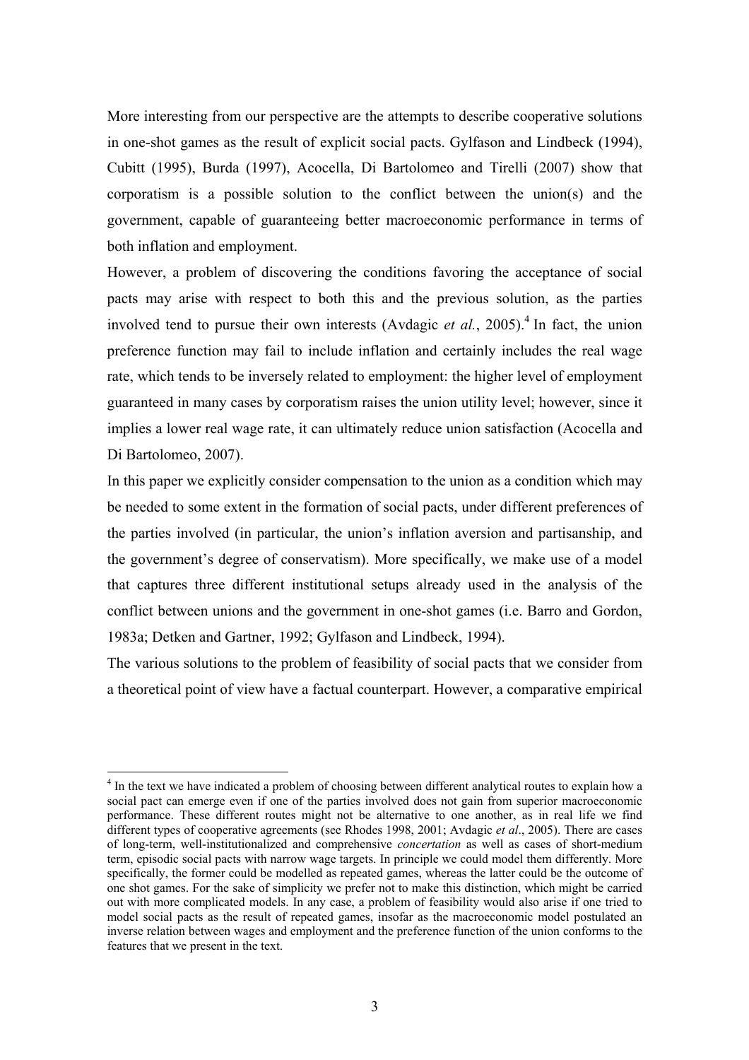More interesting from our perspective are the attempts to describe cooperative solutions in one-shot games as the result of explicit social pacts. Gylfason and Lindbeck (1994), Cubitt (1995), Burda (1997), Acocella, Di Bartolomeo and Tirelli (2007) show that corporatism is a possible solution to the conflict between the union(s) and the government, capable of guaranteeing better macroeconomic performance in terms of both inflation and employment.

However, a problem of discovering the conditions favoring the acceptance of social pacts may arise with respect to both this and the previous solution, as the parties involved tend to pursue their own interests (Avdagic *et al.*, 2005).[4] In fact, the union preference function may fail to include inflation and certainly includes the real wage rate, which tends to be inversely related to employment: the higher level of employment guaranteed in many cases by corporatism raises the union utility level; however, since it implies a lower real wage rate, it can ultimately reduce union satisfaction (Acocella and Di Bartolomeo, 2007).

In this paper we explicitly consider compensation to the union as a condition which may be needed to some extent in the formation of social pacts, under different preferences of the parties involved (in particular, the union's inflation aversion and partisanship, and the government's degree of conservatism). More specifically, we make use of a model that captures three different institutional setups already used in the analysis of the conflict between unions and the government in one-shot games (i.e. Barro and Gordon, 1983a; Detken and Gartner, 1992; Gylfason and Lindbeck, 1994).

The various solutions to the problem of feasibility of social pacts that we consider from a theoretical point of view have a factual counterpart. However, a comparative empirical

[4] In the text we have indicated a problem of choosing between different analytical routes to explain how a social pact can emerge even if one of the parties involved does not gain from superior macroeconomic performance. These different routes might not be alternative to one another, as in real life we find different types of cooperative agreements (see Rhodes 1998, 2001; Avdagic *et al*., 2005). There are cases of long-term, well-institutionalized and comprehensive *concertation* as well as cases of short-medium term, episodic social pacts with narrow wage targets. In principle we could model them differently. More specifically, the former could be modelled as repeated games, whereas the latter could be the outcome of one shot games. For the sake of simplicity we prefer not to make this distinction, which might be carried out with more complicated models. In any case, a problem of feasibility would also arise if one tried to model social pacts as the result of repeated games, insofar as the macroeconomic model postulated an inverse relation between wages and employment and the preference function of the union conforms to the features that we present in the text.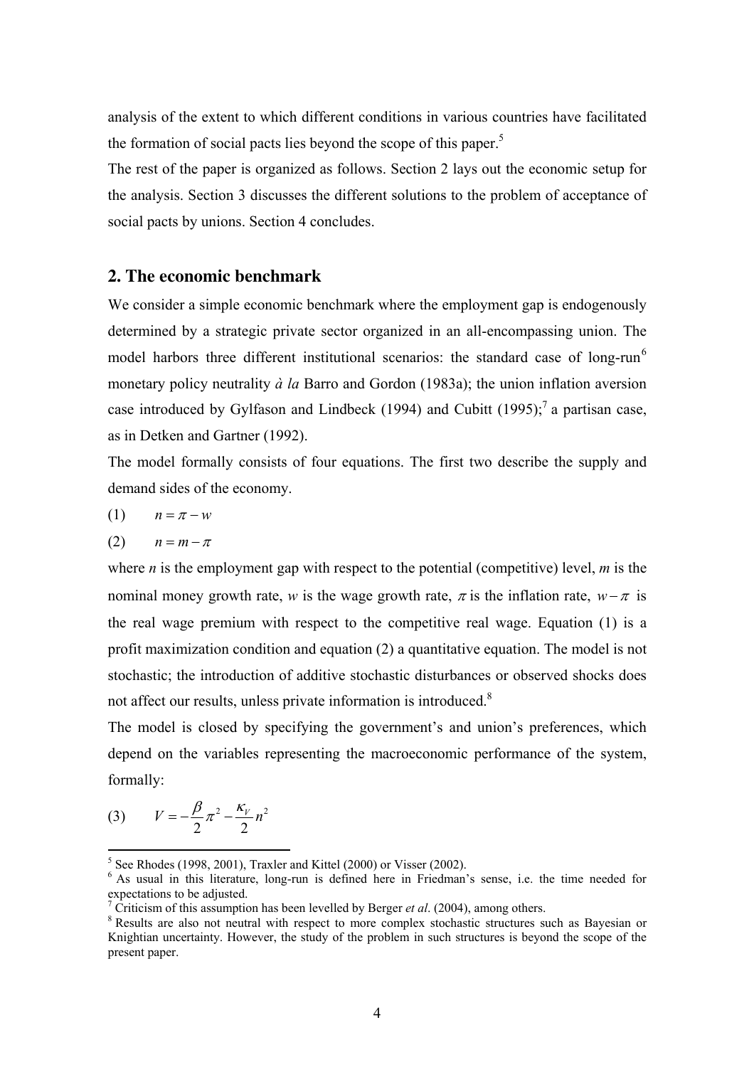analysis of the extent to which different conditions in various countries have facilitated the formation of social pacts lies beyond the scope of this paper.[5]

The rest of the paper is organized as follows. Section 2 lays out the economic setup for the analysis. Section 3 discusses the different solutions to the problem of acceptance of social pacts by unions. Section 4 concludes.

## 2. The economic benchmark

We consider a simple economic benchmark where the employment gap is endogenously determined by a strategic private sector organized in an all-encompassing union. The model harbors three different institutional scenarios: the standard case of long-run[6] monetary policy neutrality *à la* Barro and Gordon (1983a); the union inflation aversion case introduced by Gylfason and Lindbeck (1994) and Cubitt (1995);[7] a partisan case, as in Detken and Gartner (1992).

The model formally consists of four equations. The first two describe the supply and demand sides of the economy.

(1) $\quad n = \pi - w$

(2) $\quad n = m - \pi$

where $n$ is the employment gap with respect to the potential (competitive) level, $m$ is the nominal money growth rate, $w$ is the wage growth rate, $\pi$ is the inflation rate, $w - \pi$ is the real wage premium with respect to the competitive real wage. Equation (1) is a profit maximization condition and equation (2) a quantitative equation. The model is not stochastic; the introduction of additive stochastic disturbances or observed shocks does not affect our results, unless private information is introduced.[8]

The model is closed by specifying the government's and union's preferences, which depend on the variables representing the macroeconomic performance of the system, formally:

(3) $\quad V = -\dfrac{\beta}{2}\pi^2 - \dfrac{\kappa_V}{2}n^2$

---

[5] See Rhodes (1998, 2001), Traxler and Kittel (2000) or Visser (2002).

[6] As usual in this literature, long-run is defined here in Friedman's sense, i.e. the time needed for expectations to be adjusted.

[7] Criticism of this assumption has been levelled by Berger *et al*. (2004), among others.

[8] Results are also not neutral with respect to more complex stochastic structures such as Bayesian or Knightian uncertainty. However, the study of the problem in such structures is beyond the scope of the present paper.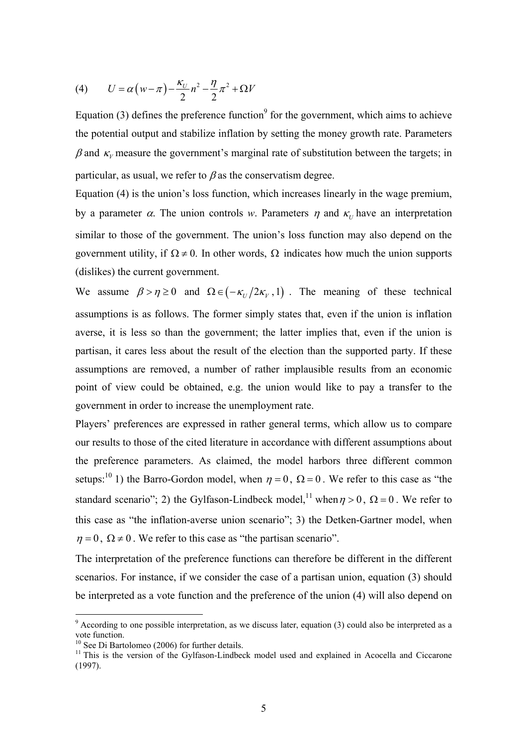$$U = \alpha\left(w - \pi\right) - \frac{\kappa_U}{2} n^2 - \frac{\eta}{2}\pi^2 + \Omega V \tag{4}$$

Equation (3) defines the preference function[9] for the government, which aims to achieve the potential output and stabilize inflation by setting the money growth rate. Parameters $\beta$ and $\kappa_V$ measure the government's marginal rate of substitution between the targets; in particular, as usual, we refer to $\beta$ as the conservatism degree.

Equation (4) is the union's loss function, which increases linearly in the wage premium, by a parameter $\alpha$. The union controls $w$. Parameters $\eta$ and $\kappa_U$ have an interpretation similar to those of the government. The union's loss function may also depend on the government utility, if $\Omega \neq 0$. In other words, $\Omega$ indicates how much the union supports (dislikes) the current government.

We assume $\beta > \eta \geq 0$ and $\Omega \in \left(-\kappa_U/2\kappa_V, 1\right)$. The meaning of these technical assumptions is as follows. The former simply states that, even if the union is inflation averse, it is less so than the government; the latter implies that, even if the union is partisan, it cares less about the result of the election than the supported party. If these assumptions are removed, a number of rather implausible results from an economic point of view could be obtained, e.g. the union would like to pay a transfer to the government in order to increase the unemployment rate.

Players' preferences are expressed in rather general terms, which allow us to compare our results to those of the cited literature in accordance with different assumptions about the preference parameters. As claimed, the model harbors three different common setups:[10] 1) the Barro-Gordon model, when $\eta = 0$, $\Omega = 0$. We refer to this case as "the standard scenario"; 2) the Gylfason-Lindbeck model,[11] when $\eta > 0$, $\Omega = 0$. We refer to this case as "the inflation-averse union scenario"; 3) the Detken-Gartner model, when $\eta = 0$, $\Omega \neq 0$. We refer to this case as "the partisan scenario".

The interpretation of the preference functions can therefore be different in the different scenarios. For instance, if we consider the case of a partisan union, equation (3) should be interpreted as a vote function and the preference of the union (4) will also depend on

---

[9] According to one possible interpretation, as we discuss later, equation (3) could also be interpreted as a vote function.

[10] See Di Bartolomeo (2006) for further details.

[11] This is the version of the Gylfason-Lindbeck model used and explained in Acocella and Ciccarone (1997).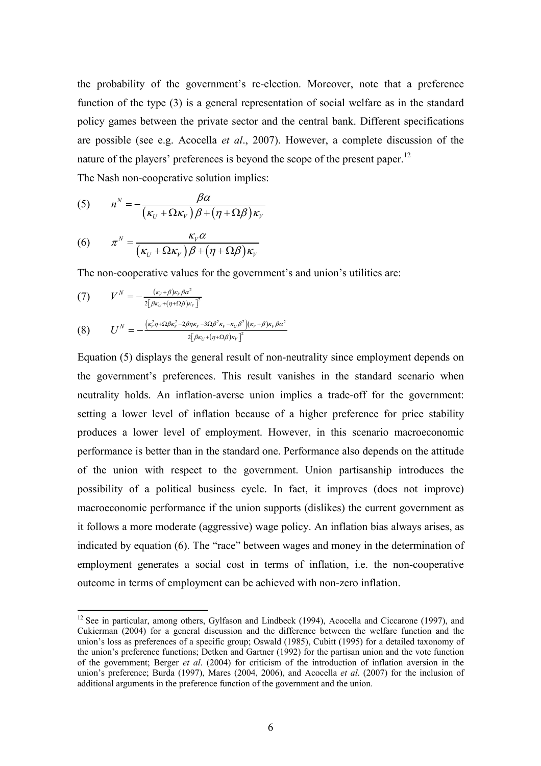the probability of the government's re-election. Moreover, note that a preference function of the type (3) is a general representation of social welfare as in the standard policy games between the private sector and the central bank. Different specifications are possible (see e.g. Acocella *et al*., 2007). However, a complete discussion of the nature of the players' preferences is beyond the scope of the present paper.[12]

The Nash non-cooperative solution implies:

$$(5) \qquad n^N = -\frac{\beta\alpha}{\left(\kappa_U + \Omega\kappa_V\right)\beta + \left(\eta + \Omega\beta\right)\kappa_V}$$

$$(6) \qquad \pi^N = \frac{\kappa_V\alpha}{\left(\kappa_U + \Omega\kappa_V\right)\beta + \left(\eta + \Omega\beta\right)\kappa_V}$$

The non-cooperative values for the government's and union's utilities are:

$$(7) \qquad V^N = -\frac{(\kappa_V+\beta)\kappa_V\beta\alpha^2}{2\left[\beta\kappa_U+(\eta+\Omega\beta)\kappa_V\right]^2}$$

$$(8) \qquad U^N = -\frac{\left(\kappa_V^2\eta+\Omega\beta\kappa_V^2-2\beta\eta\kappa_V-3\Omega\beta^2\kappa_V-\kappa_U\beta^2\right)(\kappa_V+\beta)\kappa_V\beta\alpha^2}{2\left[\beta\kappa_U+(\eta+\Omega\beta)\kappa_V\right]^2}$$

Equation (5) displays the general result of non-neutrality since employment depends on the government's preferences. This result vanishes in the standard scenario when neutrality holds. An inflation-averse union implies a trade-off for the government: setting a lower level of inflation because of a higher preference for price stability produces a lower level of employment. However, in this scenario macroeconomic performance is better than in the standard one. Performance also depends on the attitude of the union with respect to the government. Union partisanship introduces the possibility of a political business cycle. In fact, it improves (does not improve) macroeconomic performance if the union supports (dislikes) the current government as it follows a more moderate (aggressive) wage policy. An inflation bias always arises, as indicated by equation (6). The "race" between wages and money in the determination of employment generates a social cost in terms of inflation, i.e. the non-cooperative outcome in terms of employment can be achieved with non-zero inflation.

---

[12] See in particular, among others, Gylfason and Lindbeck (1994), Acocella and Ciccarone (1997), and Cukierman (2004) for a general discussion and the difference between the welfare function and the union's loss as preferences of a specific group; Oswald (1985), Cubitt (1995) for a detailed taxonomy of the union's preference functions; Detken and Gartner (1992) for the partisan union and the vote function of the government; Berger *et al*. (2004) for criticism of the introduction of inflation aversion in the union's preference; Burda (1997), Mares (2004, 2006), and Acocella *et al*. (2007) for the inclusion of additional arguments in the preference function of the government and the union.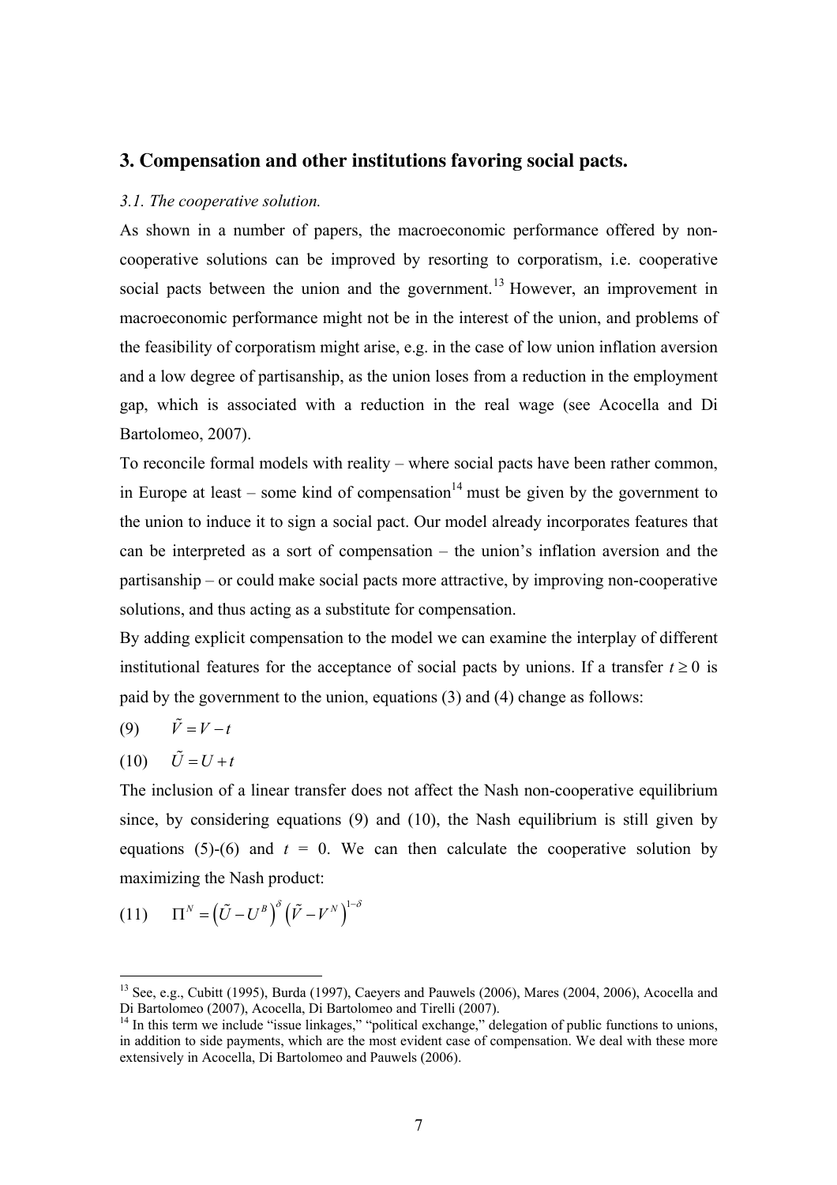## 3. Compensation and other institutions favoring social pacts.

### *3.1. The cooperative solution.*

As shown in a number of papers, the macroeconomic performance offered by non-cooperative solutions can be improved by resorting to corporatism, i.e. cooperative social pacts between the union and the government.[13] However, an improvement in macroeconomic performance might not be in the interest of the union, and problems of the feasibility of corporatism might arise, e.g. in the case of low union inflation aversion and a low degree of partisanship, as the union loses from a reduction in the employment gap, which is associated with a reduction in the real wage (see Acocella and Di Bartolomeo, 2007).

To reconcile formal models with reality – where social pacts have been rather common, in Europe at least – some kind of compensation[14] must be given by the government to the union to induce it to sign a social pact. Our model already incorporates features that can be interpreted as a sort of compensation – the union's inflation aversion and the partisanship – or could make social pacts more attractive, by improving non-cooperative solutions, and thus acting as a substitute for compensation.

By adding explicit compensation to the model we can examine the interplay of different institutional features for the acceptance of social pacts by unions. If a transfer $t \geq 0$ is paid by the government to the union, equations (3) and (4) change as follows:

$$\tilde{V} = V - t \tag{9}$$

$$\tilde{U} = U + t \tag{10}$$

The inclusion of a linear transfer does not affect the Nash non-cooperative equilibrium since, by considering equations (9) and (10), the Nash equilibrium is still given by equations (5)-(6) and $t = 0$. We can then calculate the cooperative solution by maximizing the Nash product:

$$\Pi^N = \left(\tilde{U} - U^B\right)^\delta \left(\tilde{V} - V^N\right)^{1-\delta} \tag{11}$$

---

[13] See, e.g., Cubitt (1995), Burda (1997), Caeyers and Pauwels (2006), Mares (2004, 2006), Acocella and Di Bartolomeo (2007), Acocella, Di Bartolomeo and Tirelli (2007).

[14] In this term we include "issue linkages," "political exchange," delegation of public functions to unions, in addition to side payments, which are the most evident case of compensation. We deal with these more extensively in Acocella, Di Bartolomeo and Pauwels (2006).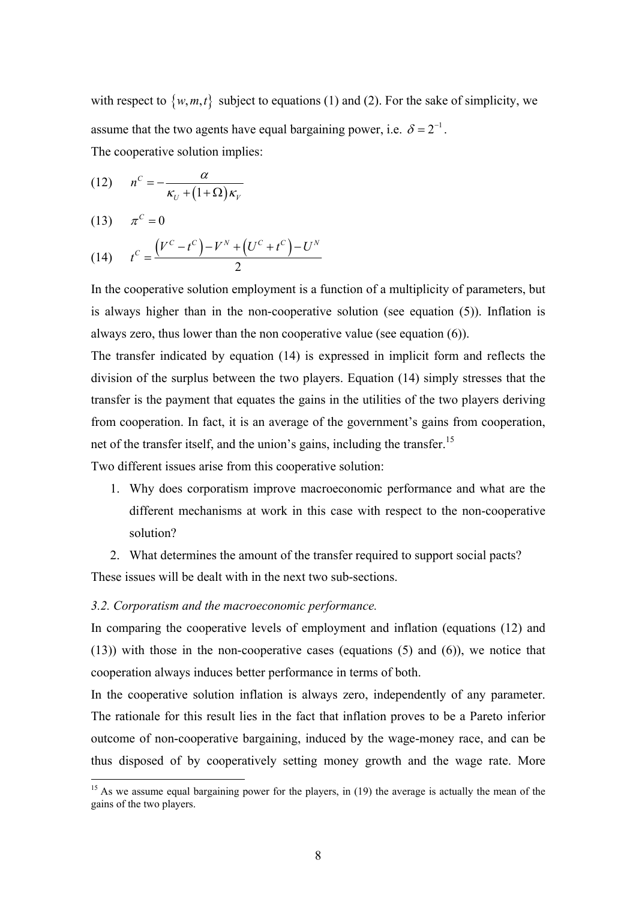with respect to $\{w, m, t\}$ subject to equations (1) and (2). For the sake of simplicity, we assume that the two agents have equal bargaining power, i.e. $\delta = 2^{-1}$.

The cooperative solution implies:

$$(12) \quad n^C = -\frac{\alpha}{\kappa_U + (1+\Omega)\kappa_V}$$

$$(13) \quad \pi^C = 0$$

$$(14) \quad t^C = \frac{\left(V^C - t^C\right) - V^N + \left(U^C + t^C\right) - U^N}{2}$$

In the cooperative solution employment is a function of a multiplicity of parameters, but is always higher than in the non-cooperative solution (see equation (5)). Inflation is always zero, thus lower than the non cooperative value (see equation (6)).

The transfer indicated by equation (14) is expressed in implicit form and reflects the division of the surplus between the two players. Equation (14) simply stresses that the transfer is the payment that equates the gains in the utilities of the two players deriving from cooperation. In fact, it is an average of the government's gains from cooperation, net of the transfer itself, and the union's gains, including the transfer.[15]

Two different issues arise from this cooperative solution:

1. Why does corporatism improve macroeconomic performance and what are the different mechanisms at work in this case with respect to the non-cooperative solution?
2. What determines the amount of the transfer required to support social pacts?

These issues will be dealt with in the next two sub-sections.

*3.2. Corporatism and the macroeconomic performance.*

In comparing the cooperative levels of employment and inflation (equations (12) and (13)) with those in the non-cooperative cases (equations (5) and (6)), we notice that cooperation always induces better performance in terms of both.

In the cooperative solution inflation is always zero, independently of any parameter. The rationale for this result lies in the fact that inflation proves to be a Pareto inferior outcome of non-cooperative bargaining, induced by the wage-money race, and can be thus disposed of by cooperatively setting money growth and the wage rate. More

[15] As we assume equal bargaining power for the players, in (19) the average is actually the mean of the gains of the two players.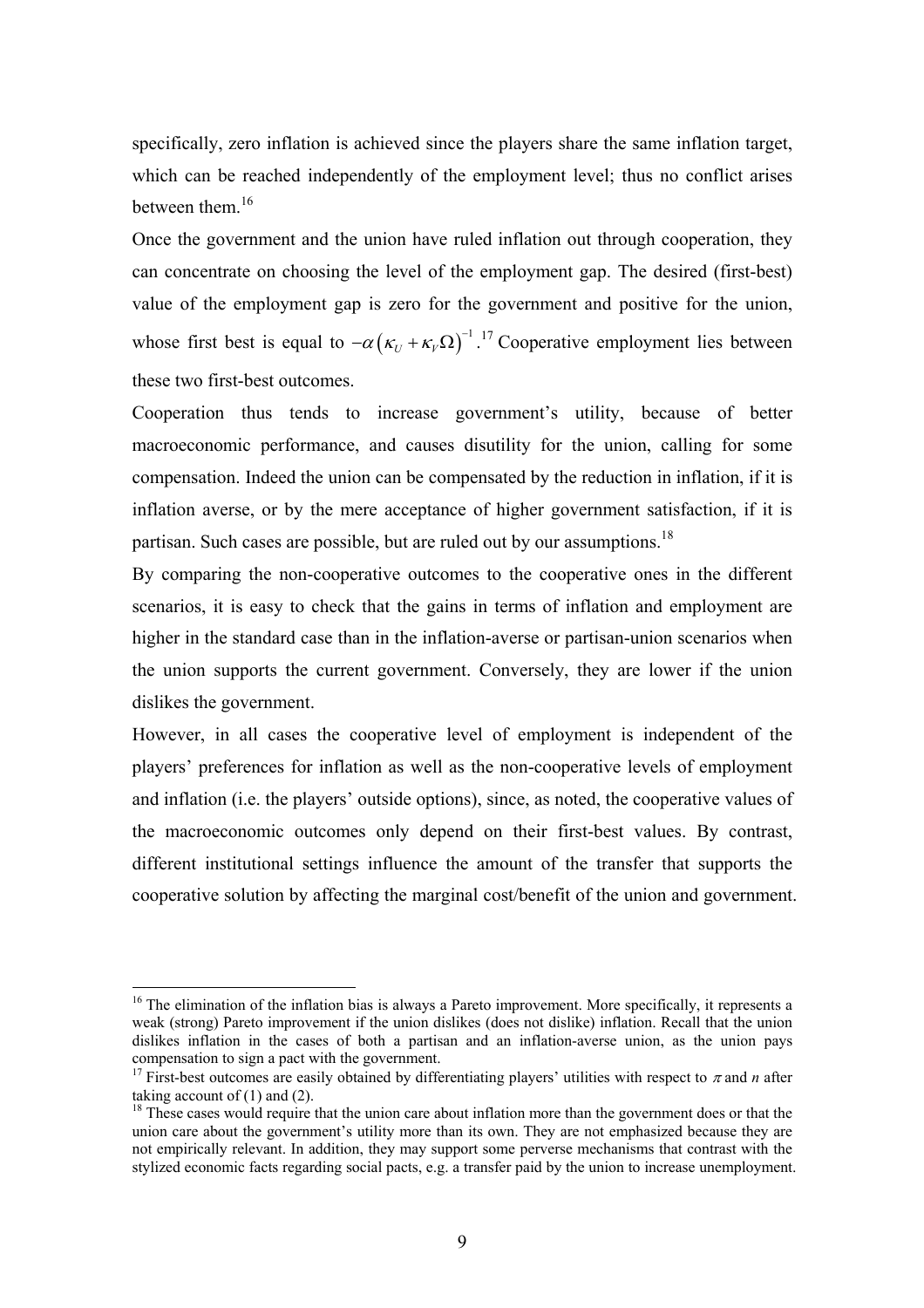specifically, zero inflation is achieved since the players share the same inflation target, which can be reached independently of the employment level; thus no conflict arises between them.[16]

Once the government and the union have ruled inflation out through cooperation, they can concentrate on choosing the level of the employment gap. The desired (first-best) value of the employment gap is zero for the government and positive for the union, whose first best is equal to $-\alpha\left(\kappa_U + \kappa_V \Omega\right)^{-1}$.[17] Cooperative employment lies between these two first-best outcomes.

Cooperation thus tends to increase government's utility, because of better macroeconomic performance, and causes disutility for the union, calling for some compensation. Indeed the union can be compensated by the reduction in inflation, if it is inflation averse, or by the mere acceptance of higher government satisfaction, if it is partisan. Such cases are possible, but are ruled out by our assumptions.[18]

By comparing the non-cooperative outcomes to the cooperative ones in the different scenarios, it is easy to check that the gains in terms of inflation and employment are higher in the standard case than in the inflation-averse or partisan-union scenarios when the union supports the current government. Conversely, they are lower if the union dislikes the government.

However, in all cases the cooperative level of employment is independent of the players' preferences for inflation as well as the non-cooperative levels of employment and inflation (i.e. the players' outside options), since, as noted, the cooperative values of the macroeconomic outcomes only depend on their first-best values. By contrast, different institutional settings influence the amount of the transfer that supports the cooperative solution by affecting the marginal cost/benefit of the union and government.

---

[16] The elimination of the inflation bias is always a Pareto improvement. More specifically, it represents a weak (strong) Pareto improvement if the union dislikes (does not dislike) inflation. Recall that the union dislikes inflation in the cases of both a partisan and an inflation-averse union, as the union pays compensation to sign a pact with the government.

[17] First-best outcomes are easily obtained by differentiating players' utilities with respect to $\pi$ and $n$ after taking account of (1) and (2).

[18] These cases would require that the union care about inflation more than the government does or that the union care about the government's utility more than its own. They are not emphasized because they are not empirically relevant. In addition, they may support some perverse mechanisms that contrast with the stylized economic facts regarding social pacts, e.g. a transfer paid by the union to increase unemployment.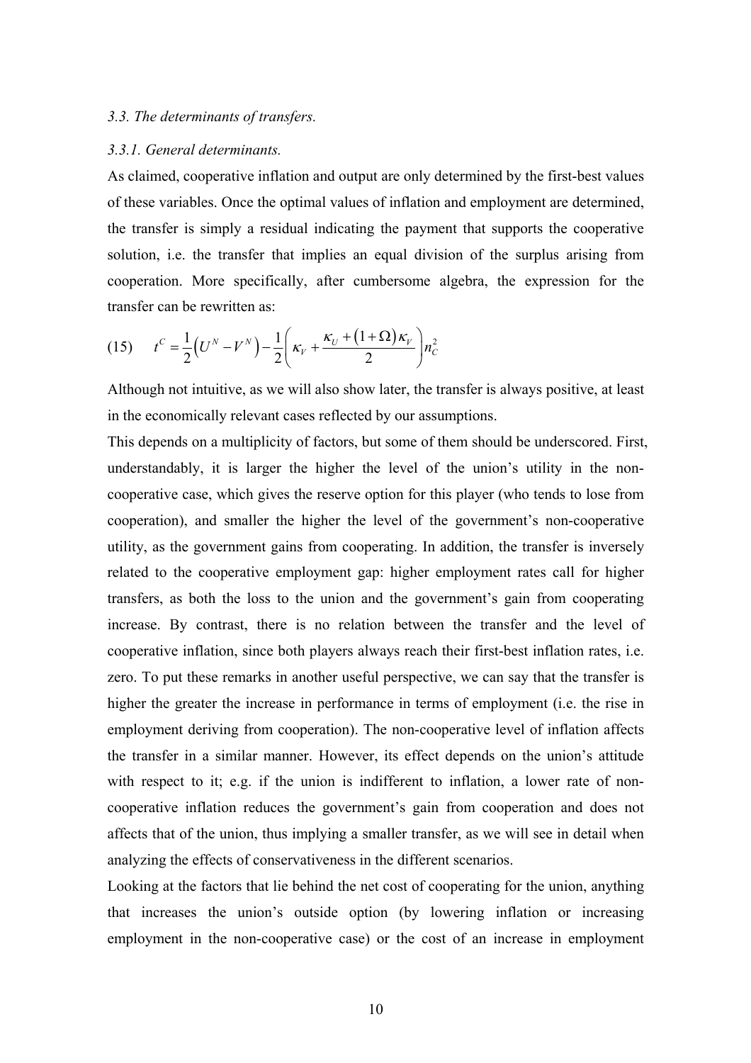### *3.3. The determinants of transfers.*

#### *3.3.1. General determinants.*

As claimed, cooperative inflation and output are only determined by the first-best values of these variables. Once the optimal values of inflation and employment are determined, the transfer is simply a residual indicating the payment that supports the cooperative solution, i.e. the transfer that implies an equal division of the surplus arising from cooperation. More specifically, after cumbersome algebra, the expression for the transfer can be rewritten as:

$$(15) \qquad t^C = \frac{1}{2}\left(U^N - V^N\right) - \frac{1}{2}\left(\kappa_V + \frac{\kappa_U + (1+\Omega)\kappa_V}{2}\right)n_C^2$$

Although not intuitive, as we will also show later, the transfer is always positive, at least in the economically relevant cases reflected by our assumptions.

This depends on a multiplicity of factors, but some of them should be underscored. First, understandably, it is larger the higher the level of the union's utility in the non-cooperative case, which gives the reserve option for this player (who tends to lose from cooperation), and smaller the higher the level of the government's non-cooperative utility, as the government gains from cooperating. In addition, the transfer is inversely related to the cooperative employment gap: higher employment rates call for higher transfers, as both the loss to the union and the government's gain from cooperating increase. By contrast, there is no relation between the transfer and the level of cooperative inflation, since both players always reach their first-best inflation rates, i.e. zero. To put these remarks in another useful perspective, we can say that the transfer is higher the greater the increase in performance in terms of employment (i.e. the rise in employment deriving from cooperation). The non-cooperative level of inflation affects the transfer in a similar manner. However, its effect depends on the union's attitude with respect to it; e.g. if the union is indifferent to inflation, a lower rate of non-cooperative inflation reduces the government's gain from cooperation and does not affects that of the union, thus implying a smaller transfer, as we will see in detail when analyzing the effects of conservativeness in the different scenarios.

Looking at the factors that lie behind the net cost of cooperating for the union, anything that increases the union's outside option (by lowering inflation or increasing employment in the non-cooperative case) or the cost of an increase in employment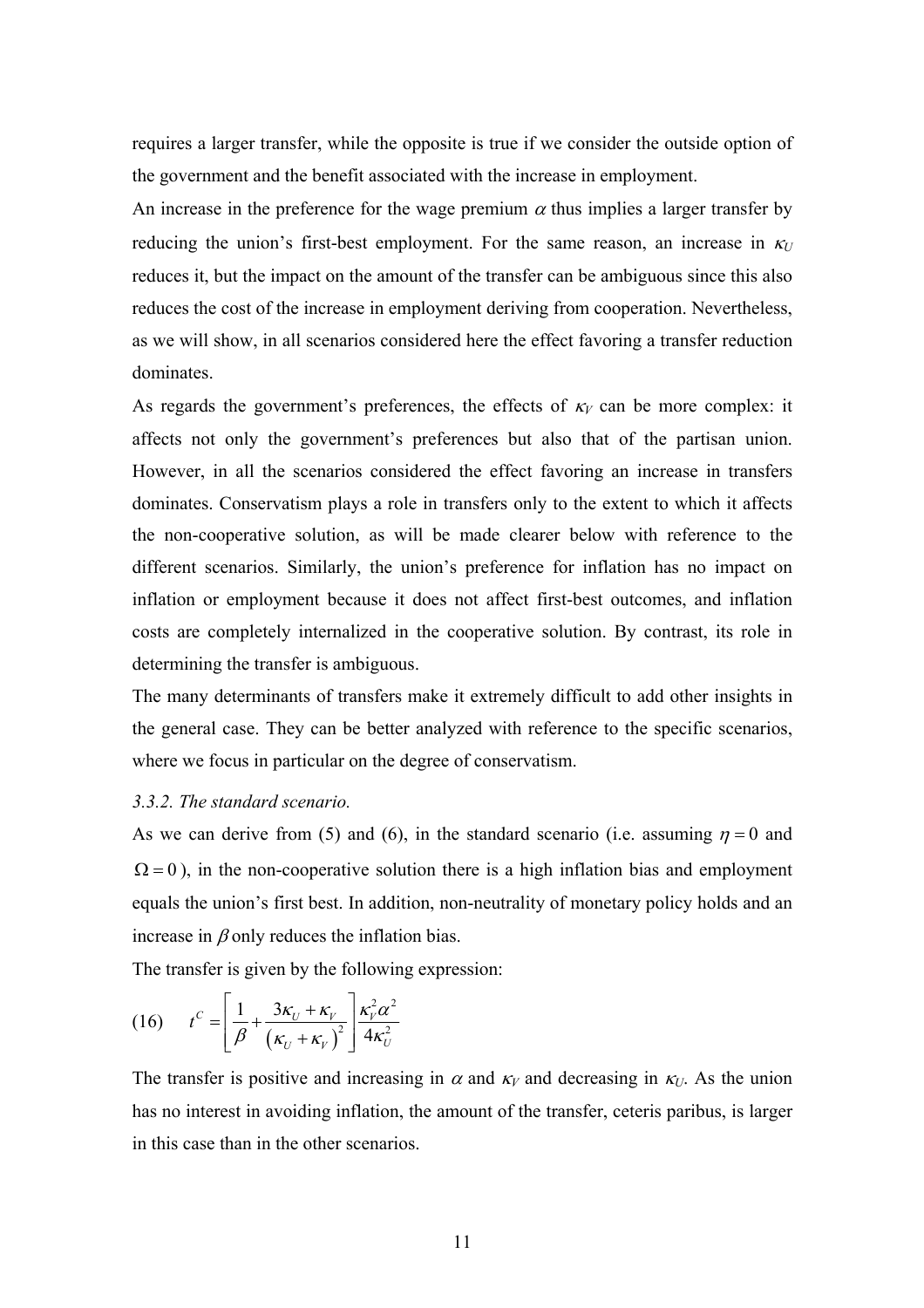requires a larger transfer, while the opposite is true if we consider the outside option of the government and the benefit associated with the increase in employment.

An increase in the preference for the wage premium $\alpha$ thus implies a larger transfer by reducing the union's first-best employment. For the same reason, an increase in $\kappa_U$ reduces it, but the impact on the amount of the transfer can be ambiguous since this also reduces the cost of the increase in employment deriving from cooperation. Nevertheless, as we will show, in all scenarios considered here the effect favoring a transfer reduction dominates.

As regards the government's preferences, the effects of $\kappa_V$ can be more complex: it affects not only the government's preferences but also that of the partisan union. However, in all the scenarios considered the effect favoring an increase in transfers dominates. Conservatism plays a role in transfers only to the extent to which it affects the non-cooperative solution, as will be made clearer below with reference to the different scenarios. Similarly, the union's preference for inflation has no impact on inflation or employment because it does not affect first-best outcomes, and inflation costs are completely internalized in the cooperative solution. By contrast, its role in determining the transfer is ambiguous.

The many determinants of transfers make it extremely difficult to add other insights in the general case. They can be better analyzed with reference to the specific scenarios, where we focus in particular on the degree of conservatism.

*3.3.2. The standard scenario.*

As we can derive from (5) and (6), in the standard scenario (i.e. assuming $\eta = 0$ and $\Omega = 0$), in the non-cooperative solution there is a high inflation bias and employment equals the union's first best. In addition, non-neutrality of monetary policy holds and an increase in $\beta$ only reduces the inflation bias.

The transfer is given by the following expression:

$$(16) \qquad t^C = \left[ \frac{1}{\beta} + \frac{3\kappa_U + \kappa_V}{\left(\kappa_U + \kappa_V\right)^2} \right] \frac{\kappa_V^2 \alpha^2}{4\kappa_U^2}$$

The transfer is positive and increasing in $\alpha$ and $\kappa_V$ and decreasing in $\kappa_U$. As the union has no interest in avoiding inflation, the amount of the transfer, ceteris paribus, is larger in this case than in the other scenarios.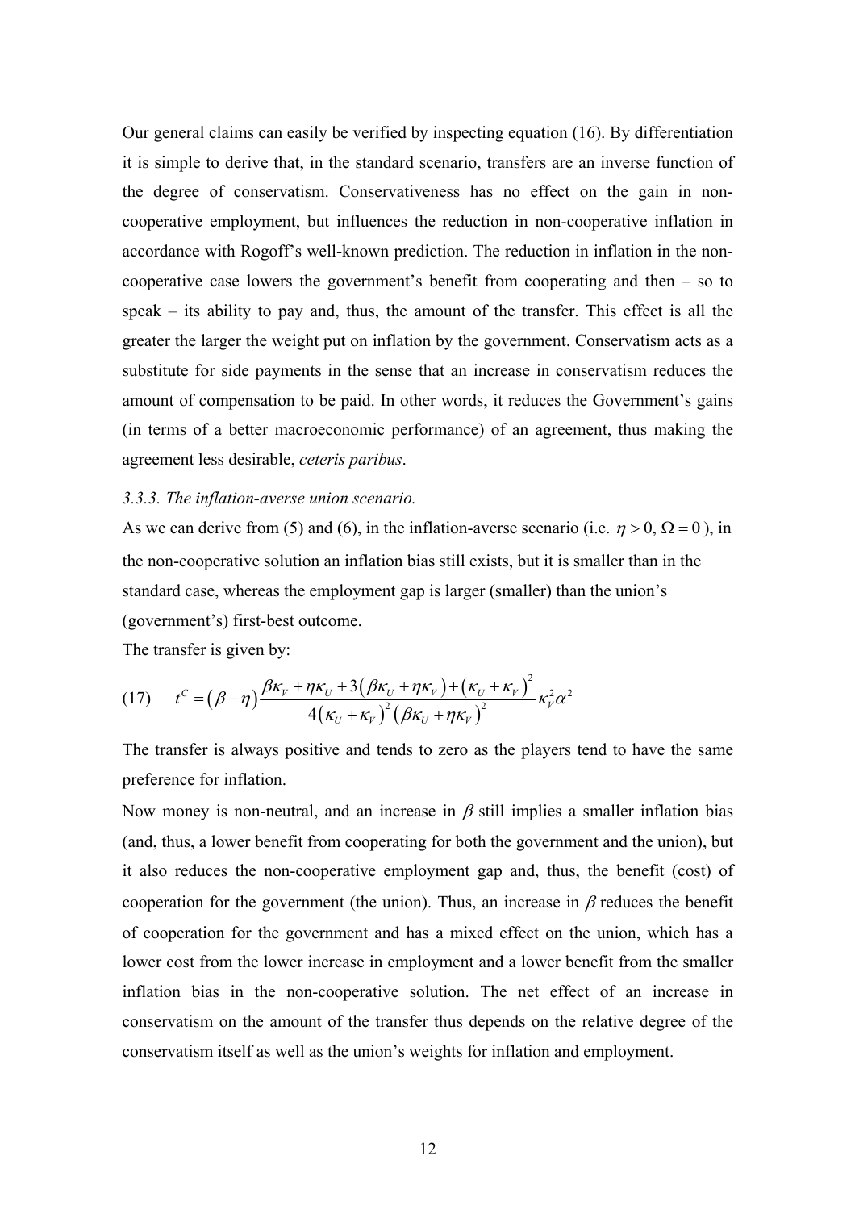Our general claims can easily be verified by inspecting equation (16). By differentiation it is simple to derive that, in the standard scenario, transfers are an inverse function of the degree of conservatism. Conservativeness has no effect on the gain in non-cooperative employment, but influences the reduction in non-cooperative inflation in accordance with Rogoff's well-known prediction. The reduction in inflation in the non-cooperative case lowers the government's benefit from cooperating and then – so to speak – its ability to pay and, thus, the amount of the transfer. This effect is all the greater the larger the weight put on inflation by the government. Conservatism acts as a substitute for side payments in the sense that an increase in conservatism reduces the amount of compensation to be paid. In other words, it reduces the Government's gains (in terms of a better macroeconomic performance) of an agreement, thus making the agreement less desirable, *ceteris paribus*.

*3.3.3. The inflation-averse union scenario.*

As we can derive from (5) and (6), in the inflation-averse scenario (i.e. $\eta > 0, \Omega = 0$), in the non-cooperative solution an inflation bias still exists, but it is smaller than in the standard case, whereas the employment gap is larger (smaller) than the union's (government's) first-best outcome.

The transfer is given by:

$$(17) \qquad t^C = (\beta - \eta) \frac{\beta\kappa_V + \eta\kappa_U + 3(\beta\kappa_U + \eta\kappa_V) + (\kappa_U + \kappa_V)^2}{4(\kappa_U + \kappa_V)^2 (\beta\kappa_U + \eta\kappa_V)^2} \kappa_V^2 \alpha^2$$

The transfer is always positive and tends to zero as the players tend to have the same preference for inflation.

Now money is non-neutral, and an increase in $\beta$ still implies a smaller inflation bias (and, thus, a lower benefit from cooperating for both the government and the union), but it also reduces the non-cooperative employment gap and, thus, the benefit (cost) of cooperation for the government (the union). Thus, an increase in $\beta$ reduces the benefit of cooperation for the government and has a mixed effect on the union, which has a lower cost from the lower increase in employment and a lower benefit from the smaller inflation bias in the non-cooperative solution. The net effect of an increase in conservatism on the amount of the transfer thus depends on the relative degree of the conservatism itself as well as the union's weights for inflation and employment.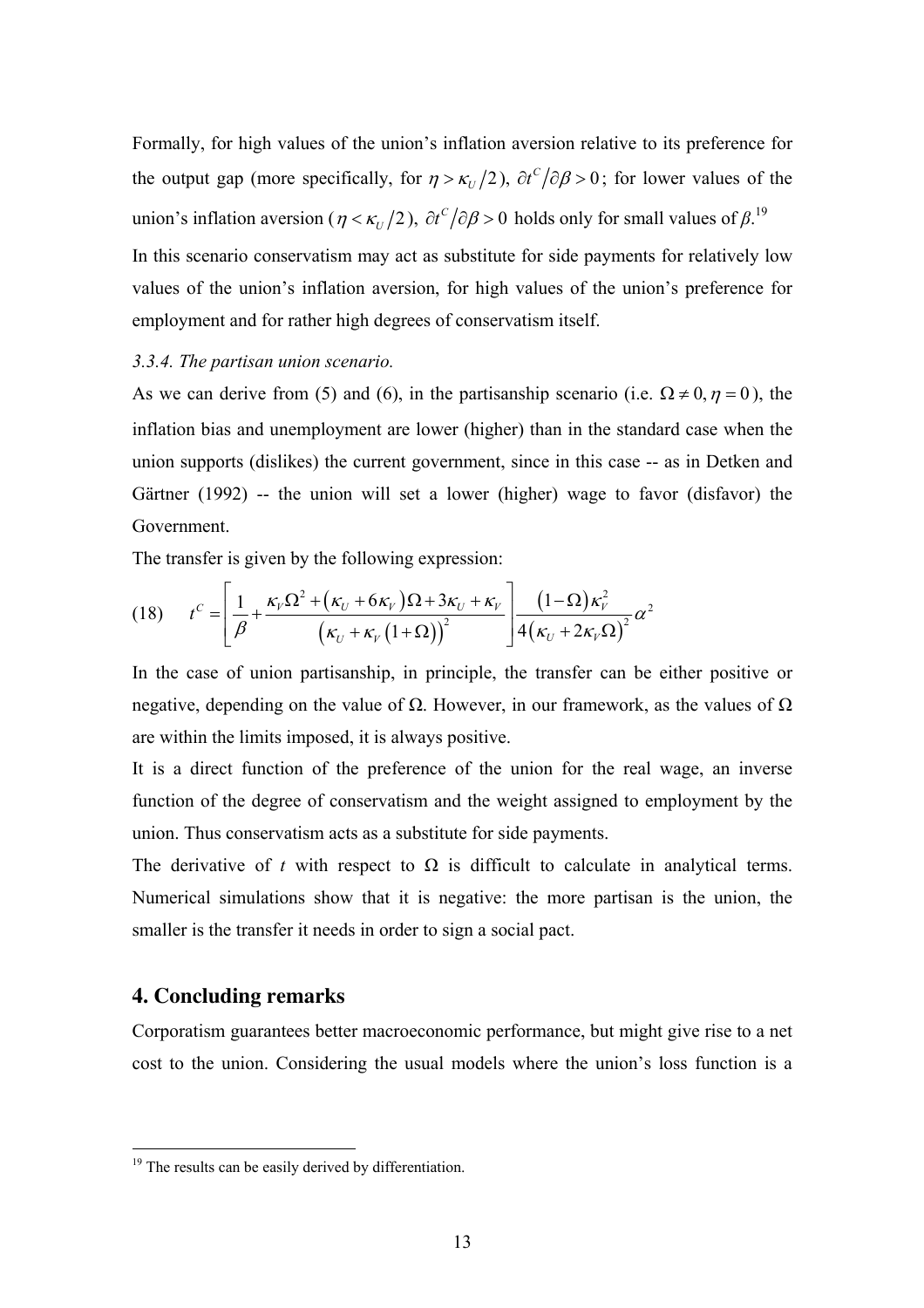Formally, for high values of the union's inflation aversion relative to its preference for the output gap (more specifically, for $\eta > \kappa_U/2$), $\partial t^C/\partial\beta > 0$; for lower values of the union's inflation aversion ($\eta < \kappa_U/2$), $\partial t^C/\partial\beta > 0$ holds only for small values of $\beta$.[19]

In this scenario conservatism may act as substitute for side payments for relatively low values of the union's inflation aversion, for high values of the union's preference for employment and for rather high degrees of conservatism itself.

### *3.3.4. The partisan union scenario.*

As we can derive from (5) and (6), in the partisanship scenario (i.e. $\Omega \neq 0, \eta = 0$), the inflation bias and unemployment are lower (higher) than in the standard case when the union supports (dislikes) the current government, since in this case -- as in Detken and Gärtner (1992) -- the union will set a lower (higher) wage to favor (disfavor) the Government.

The transfer is given by the following expression:

$$(18) \qquad t^C = \left[ \frac{1}{\beta} + \frac{\kappa_V\Omega^2 + (\kappa_U + 6\kappa_V)\Omega + 3\kappa_U + \kappa_V}{\left(\kappa_U + \kappa_V(1+\Omega)\right)^2} \right] \frac{(1-\Omega)\kappa_V^2}{4(\kappa_U + 2\kappa_V\Omega)^2}\alpha^2$$

In the case of union partisanship, in principle, the transfer can be either positive or negative, depending on the value of Ω. However, in our framework, as the values of Ω are within the limits imposed, it is always positive.

It is a direct function of the preference of the union for the real wage, an inverse function of the degree of conservatism and the weight assigned to employment by the union. Thus conservatism acts as a substitute for side payments.

The derivative of *t* with respect to Ω is difficult to calculate in analytical terms. Numerical simulations show that it is negative: the more partisan is the union, the smaller is the transfer it needs in order to sign a social pact.

## 4. Concluding remarks

Corporatism guarantees better macroeconomic performance, but might give rise to a net cost to the union. Considering the usual models where the union's loss function is a

[19] The results can be easily derived by differentiation.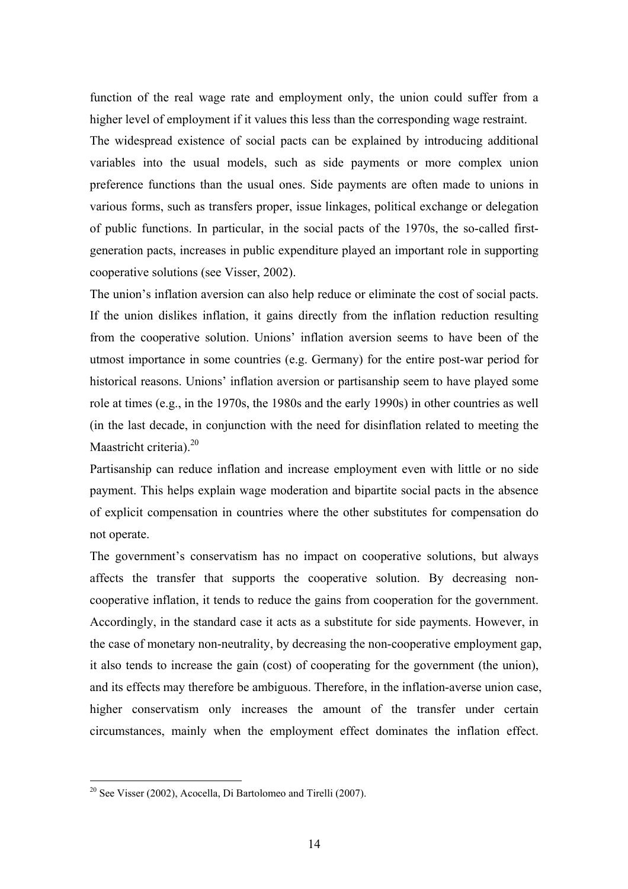function of the real wage rate and employment only, the union could suffer from a higher level of employment if it values this less than the corresponding wage restraint.

The widespread existence of social pacts can be explained by introducing additional variables into the usual models, such as side payments or more complex union preference functions than the usual ones. Side payments are often made to unions in various forms, such as transfers proper, issue linkages, political exchange or delegation of public functions. In particular, in the social pacts of the 1970s, the so-called first-generation pacts, increases in public expenditure played an important role in supporting cooperative solutions (see Visser, 2002).

The union's inflation aversion can also help reduce or eliminate the cost of social pacts. If the union dislikes inflation, it gains directly from the inflation reduction resulting from the cooperative solution. Unions' inflation aversion seems to have been of the utmost importance in some countries (e.g. Germany) for the entire post-war period for historical reasons. Unions' inflation aversion or partisanship seem to have played some role at times (e.g., in the 1970s, the 1980s and the early 1990s) in other countries as well (in the last decade, in conjunction with the need for disinflation related to meeting the Maastricht criteria).[20]

Partisanship can reduce inflation and increase employment even with little or no side payment. This helps explain wage moderation and bipartite social pacts in the absence of explicit compensation in countries where the other substitutes for compensation do not operate.

The government's conservatism has no impact on cooperative solutions, but always affects the transfer that supports the cooperative solution. By decreasing non-cooperative inflation, it tends to reduce the gains from cooperation for the government. Accordingly, in the standard case it acts as a substitute for side payments. However, in the case of monetary non-neutrality, by decreasing the non-cooperative employment gap, it also tends to increase the gain (cost) of cooperating for the government (the union), and its effects may therefore be ambiguous. Therefore, in the inflation-averse union case, higher conservatism only increases the amount of the transfer under certain circumstances, mainly when the employment effect dominates the inflation effect.

[20] See Visser (2002), Acocella, Di Bartolomeo and Tirelli (2007).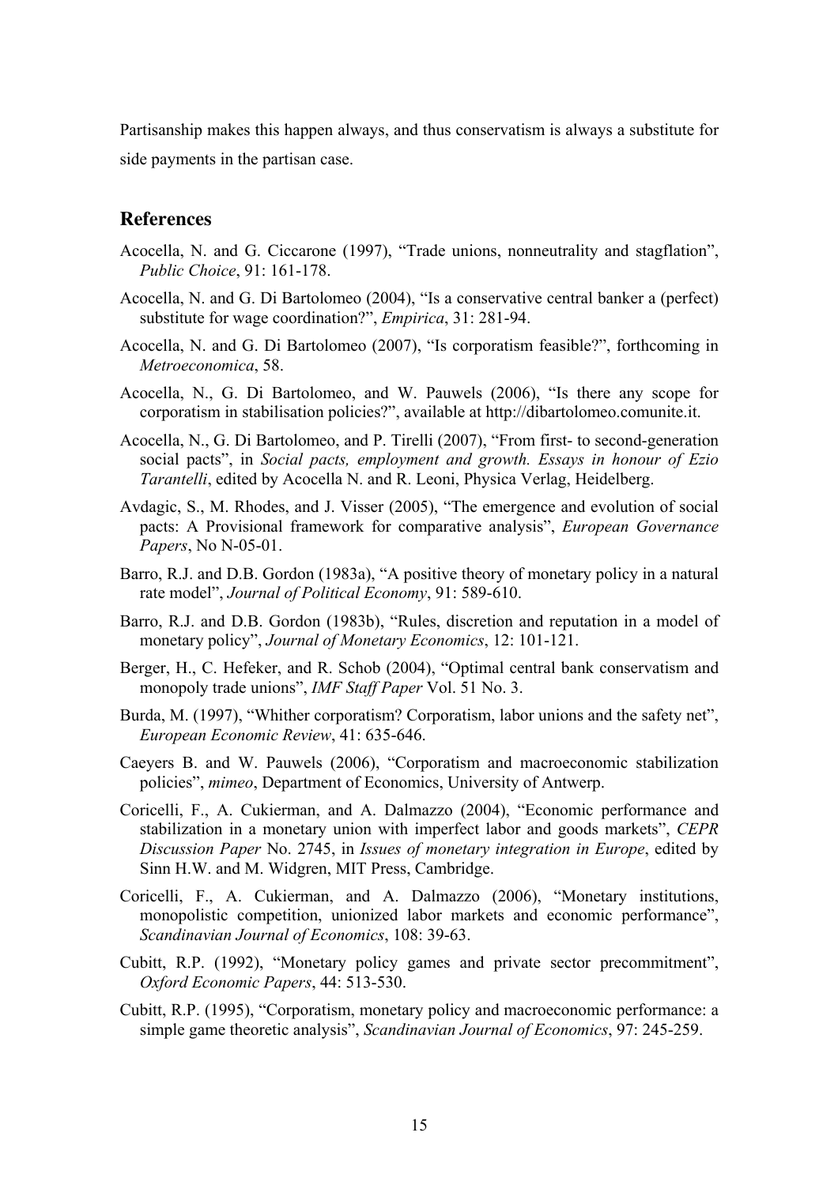Partisanship makes this happen always, and thus conservatism is always a substitute for side payments in the partisan case.

## References

Acocella, N. and G. Ciccarone (1997), "Trade unions, nonneutrality and stagflation", *Public Choice*, 91: 161-178.

Acocella, N. and G. Di Bartolomeo (2004), "Is a conservative central banker a (perfect) substitute for wage coordination?", *Empirica*, 31: 281-94.

Acocella, N. and G. Di Bartolomeo (2007), "Is corporatism feasible?", forthcoming in *Metroeconomica*, 58.

Acocella, N., G. Di Bartolomeo, and W. Pauwels (2006), "Is there any scope for corporatism in stabilisation policies?", available at http://dibartolomeo.comunite.it.

Acocella, N., G. Di Bartolomeo, and P. Tirelli (2007), "From first- to second-generation social pacts", in *Social pacts, employment and growth. Essays in honour of Ezio Tarantelli*, edited by Acocella N. and R. Leoni, Physica Verlag, Heidelberg.

Avdagic, S., M. Rhodes, and J. Visser (2005), "The emergence and evolution of social pacts: A Provisional framework for comparative analysis", *European Governance Papers*, No N-05-01.

Barro, R.J. and D.B. Gordon (1983a), "A positive theory of monetary policy in a natural rate model", *Journal of Political Economy*, 91: 589-610.

Barro, R.J. and D.B. Gordon (1983b), "Rules, discretion and reputation in a model of monetary policy", *Journal of Monetary Economics*, 12: 101-121.

Berger, H., C. Hefeker, and R. Schob (2004), "Optimal central bank conservatism and monopoly trade unions", *IMF Staff Paper* Vol. 51 No. 3.

Burda, M. (1997), "Whither corporatism? Corporatism, labor unions and the safety net", *European Economic Review*, 41: 635-646.

Caeyers B. and W. Pauwels (2006), "Corporatism and macroeconomic stabilization policies", *mimeo*, Department of Economics, University of Antwerp.

Coricelli, F., A. Cukierman, and A. Dalmazzo (2004), "Economic performance and stabilization in a monetary union with imperfect labor and goods markets", *CEPR Discussion Paper* No. 2745, in *Issues of monetary integration in Europe*, edited by Sinn H.W. and M. Widgren, MIT Press, Cambridge.

Coricelli, F., A. Cukierman, and A. Dalmazzo (2006), "Monetary institutions, monopolistic competition, unionized labor markets and economic performance", *Scandinavian Journal of Economics*, 108: 39-63.

Cubitt, R.P. (1992), "Monetary policy games and private sector precommitment", *Oxford Economic Papers*, 44: 513-530.

Cubitt, R.P. (1995), "Corporatism, monetary policy and macroeconomic performance: a simple game theoretic analysis", *Scandinavian Journal of Economics*, 97: 245-259.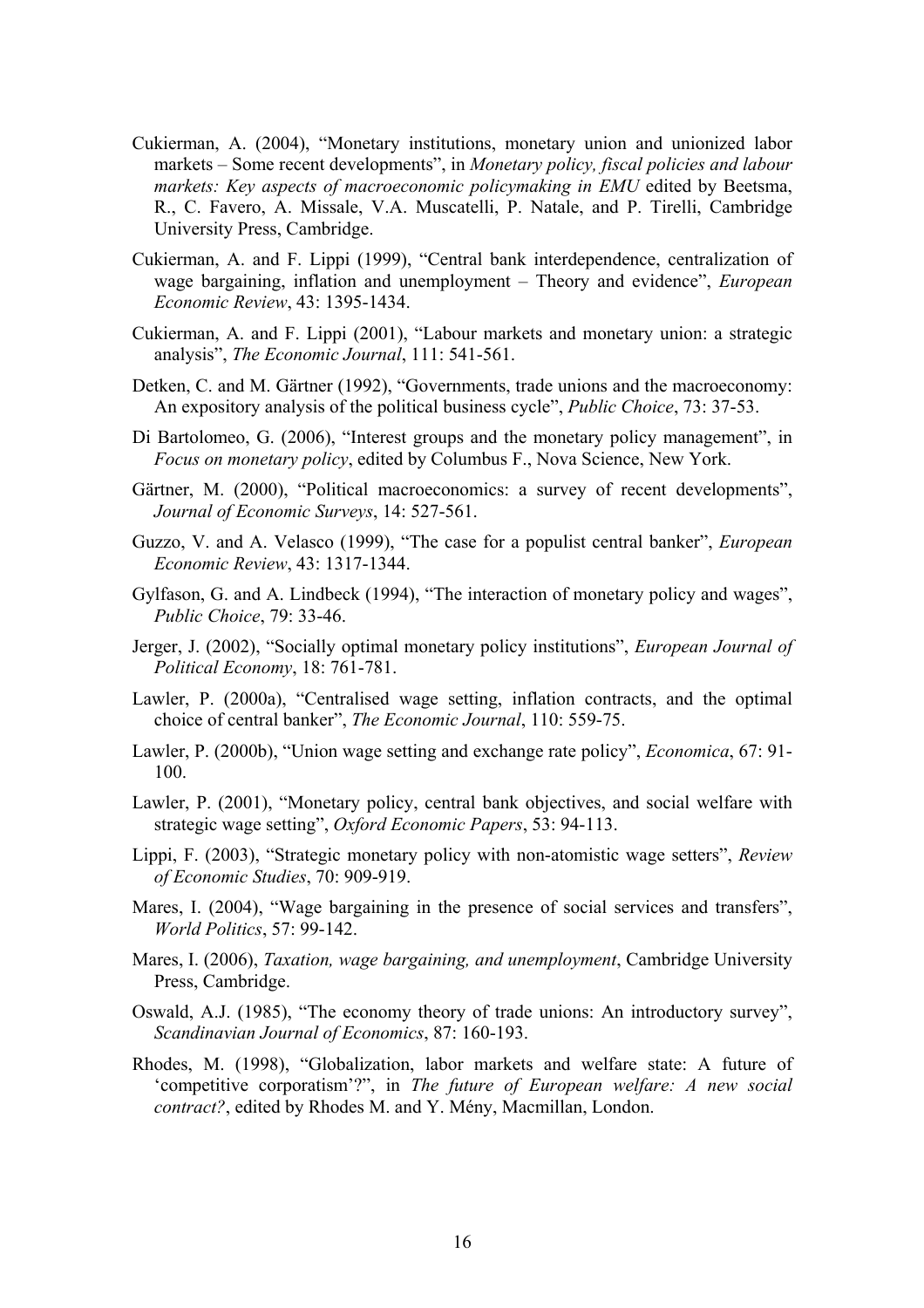Cukierman, A. (2004), "Monetary institutions, monetary union and unionized labor markets – Some recent developments", in *Monetary policy, fiscal policies and labour markets: Key aspects of macroeconomic policymaking in EMU* edited by Beetsma, R., C. Favero, A. Missale, V.A. Muscatelli, P. Natale, and P. Tirelli, Cambridge University Press, Cambridge.

Cukierman, A. and F. Lippi (1999), "Central bank interdependence, centralization of wage bargaining, inflation and unemployment – Theory and evidence", *European Economic Review*, 43: 1395-1434.

Cukierman, A. and F. Lippi (2001), "Labour markets and monetary union: a strategic analysis", *The Economic Journal*, 111: 541-561.

Detken, C. and M. Gärtner (1992), "Governments, trade unions and the macroeconomy: An expository analysis of the political business cycle", *Public Choice*, 73: 37-53.

Di Bartolomeo, G. (2006), "Interest groups and the monetary policy management", in *Focus on monetary policy*, edited by Columbus F., Nova Science, New York.

Gärtner, M. (2000), "Political macroeconomics: a survey of recent developments", *Journal of Economic Surveys*, 14: 527-561.

Guzzo, V. and A. Velasco (1999), "The case for a populist central banker", *European Economic Review*, 43: 1317-1344.

Gylfason, G. and A. Lindbeck (1994), "The interaction of monetary policy and wages", *Public Choice*, 79: 33-46.

Jerger, J. (2002), "Socially optimal monetary policy institutions", *European Journal of Political Economy*, 18: 761-781.

Lawler, P. (2000a), "Centralised wage setting, inflation contracts, and the optimal choice of central banker", *The Economic Journal*, 110: 559-75.

Lawler, P. (2000b), "Union wage setting and exchange rate policy", *Economica*, 67: 91-100.

Lawler, P. (2001), "Monetary policy, central bank objectives, and social welfare with strategic wage setting", *Oxford Economic Papers*, 53: 94-113.

Lippi, F. (2003), "Strategic monetary policy with non-atomistic wage setters", *Review of Economic Studies*, 70: 909-919.

Mares, I. (2004), "Wage bargaining in the presence of social services and transfers", *World Politics*, 57: 99-142.

Mares, I. (2006), *Taxation, wage bargaining, and unemployment*, Cambridge University Press, Cambridge.

Oswald, A.J. (1985), "The economy theory of trade unions: An introductory survey", *Scandinavian Journal of Economics*, 87: 160-193.

Rhodes, M. (1998), "Globalization, labor markets and welfare state: A future of 'competitive corporatism'?", in *The future of European welfare: A new social contract?*, edited by Rhodes M. and Y. Mény, Macmillan, London.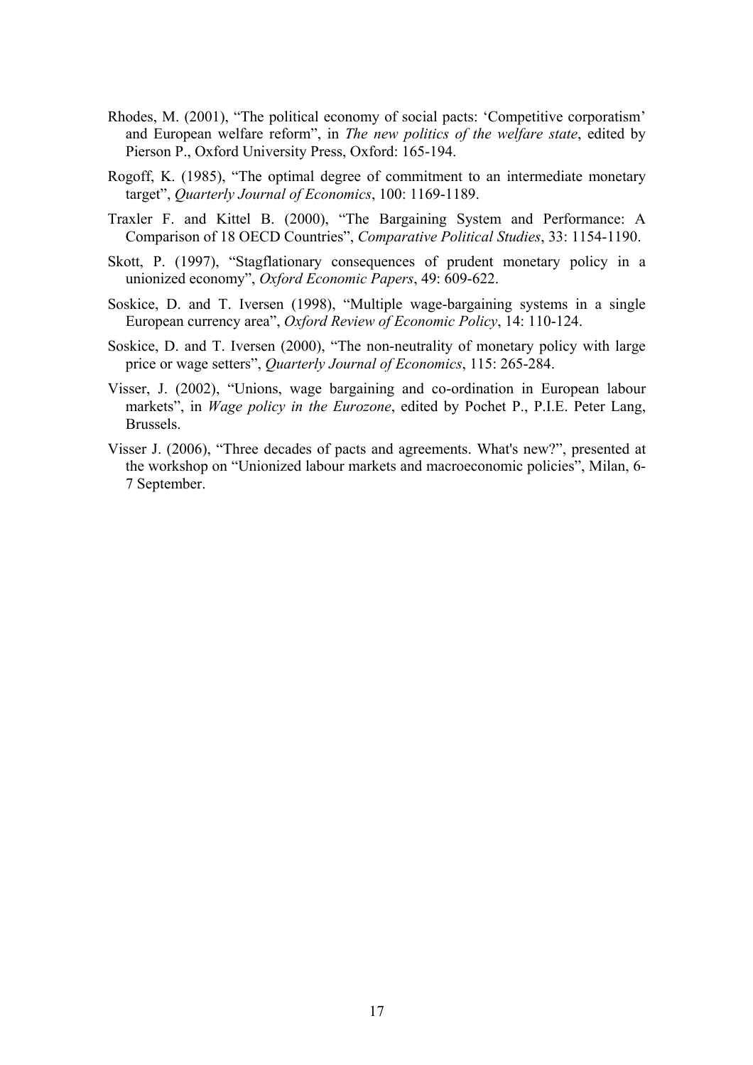Rhodes, M. (2001), "The political economy of social pacts: 'Competitive corporatism' and European welfare reform", in *The new politics of the welfare state*, edited by Pierson P., Oxford University Press, Oxford: 165-194.

Rogoff, K. (1985), "The optimal degree of commitment to an intermediate monetary target", *Quarterly Journal of Economics*, 100: 1169-1189.

Traxler F. and Kittel B. (2000), "The Bargaining System and Performance: A Comparison of 18 OECD Countries", *Comparative Political Studies*, 33: 1154-1190.

Skott, P. (1997), "Stagflationary consequences of prudent monetary policy in a unionized economy", *Oxford Economic Papers*, 49: 609-622.

Soskice, D. and T. Iversen (1998), "Multiple wage-bargaining systems in a single European currency area", *Oxford Review of Economic Policy*, 14: 110-124.

Soskice, D. and T. Iversen (2000), "The non-neutrality of monetary policy with large price or wage setters", *Quarterly Journal of Economics*, 115: 265-284.

Visser, J. (2002), "Unions, wage bargaining and co-ordination in European labour markets", in *Wage policy in the Eurozone*, edited by Pochet P., P.I.E. Peter Lang, Brussels.

Visser J. (2006), "Three decades of pacts and agreements. What's new?", presented at the workshop on "Unionized labour markets and macroeconomic policies", Milan, 6-7 September.